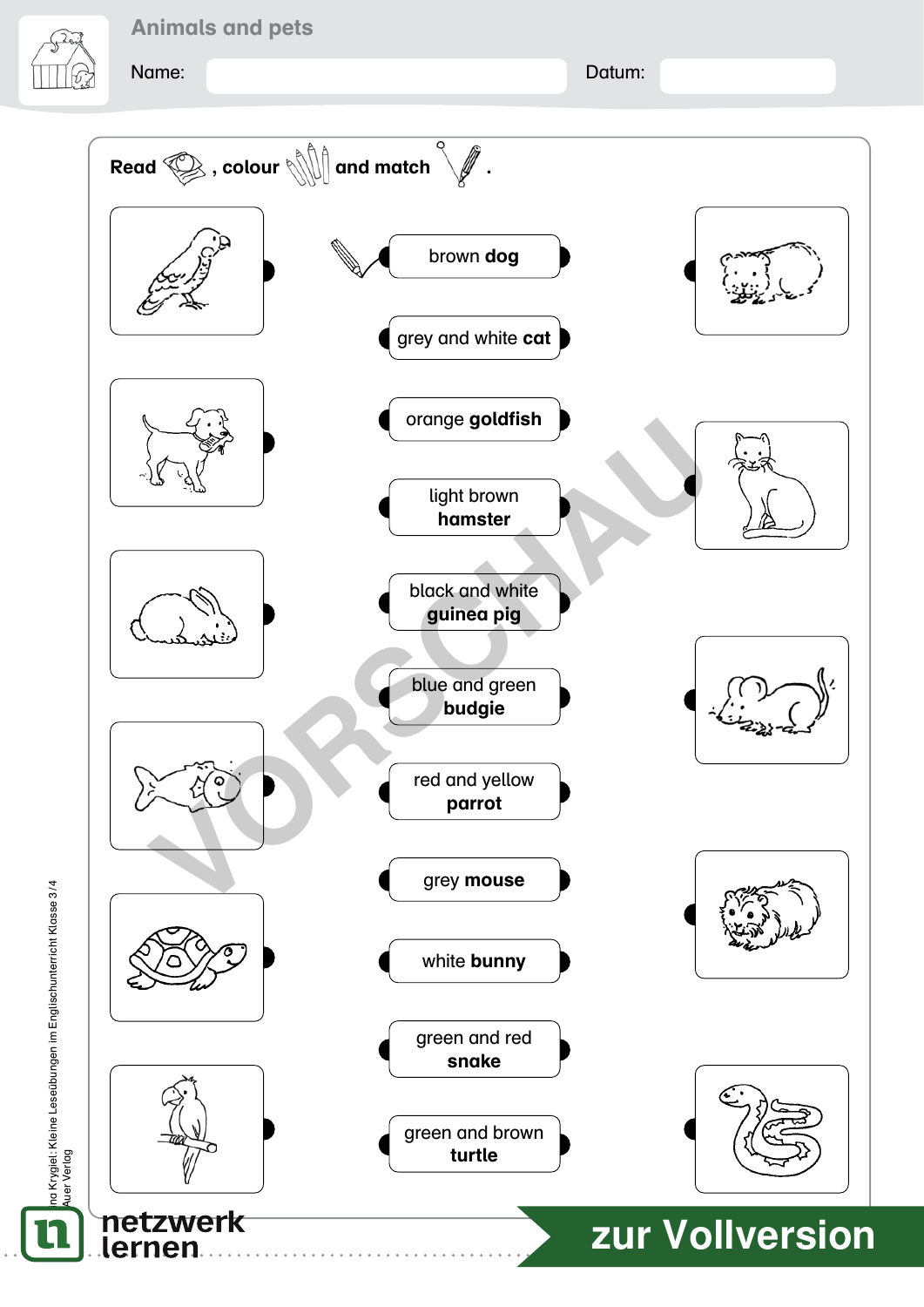# Animals and pets

Name: 

Datum: 

**Read, colour and match.**

- brown **dog**
- grey and white **cat**
- orange **goldfish**
- light brown **hamster**
- black and white **guinea pig**
- blue and green **budgie**
- red and yellow **parrot**
- grey **mouse**
- white **bunny**
- green and red **snake**
- green and brown **turtle**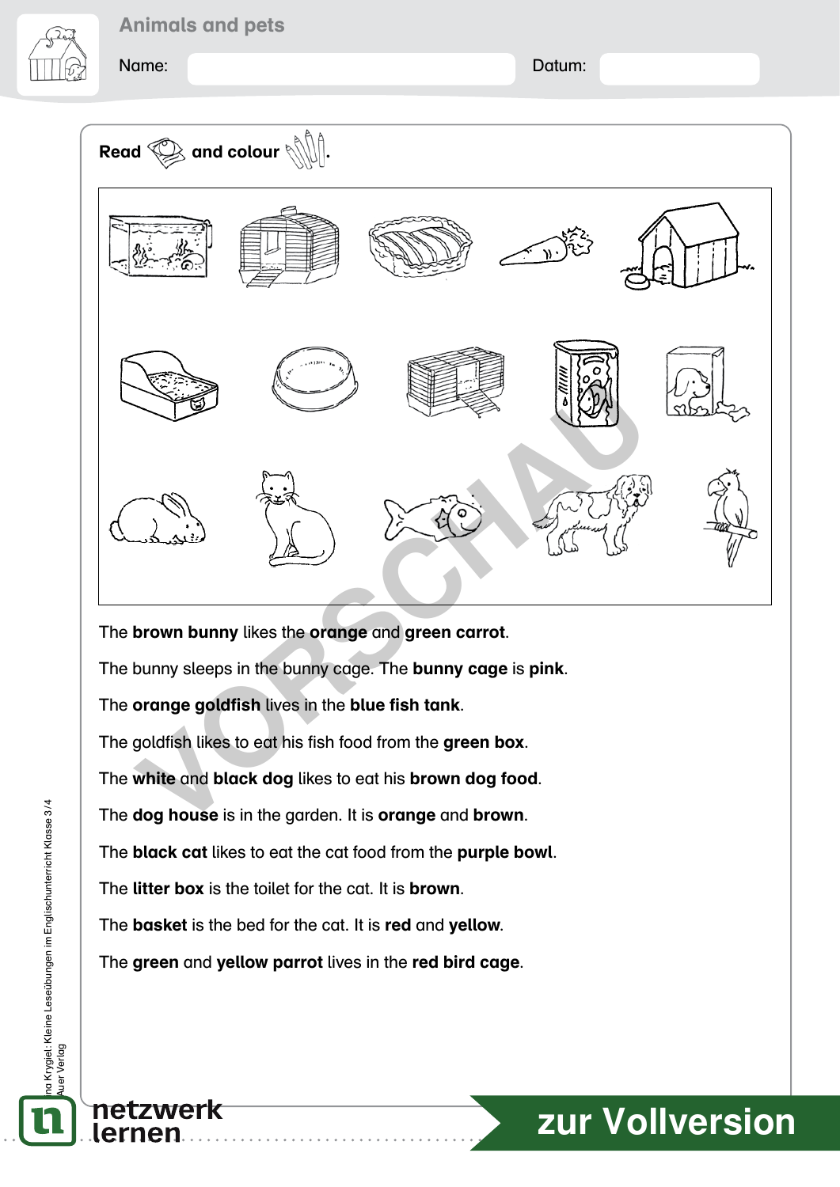# Animals and pets

Name: Datum:

**Read and colour.**

The **brown bunny** likes the **orange** and **green carrot**.

The bunny sleeps in the bunny cage. The **bunny cage** is **pink**.

The **orange goldfish** lives in the **blue fish tank**.

The goldfish likes to eat his fish food from the **green box**.

The **white** and **black dog** likes to eat his **brown dog food**.

The **dog house** is in the garden. It is **orange** and **brown**.

The **black cat** likes to eat the cat food from the **purple bowl**.

The **litter box** is the toilet for the cat. It is **brown**.

The **basket** is the bed for the cat. It is **red** and **yellow**.

The **green** and **yellow parrot** lives in the **red bird cage**.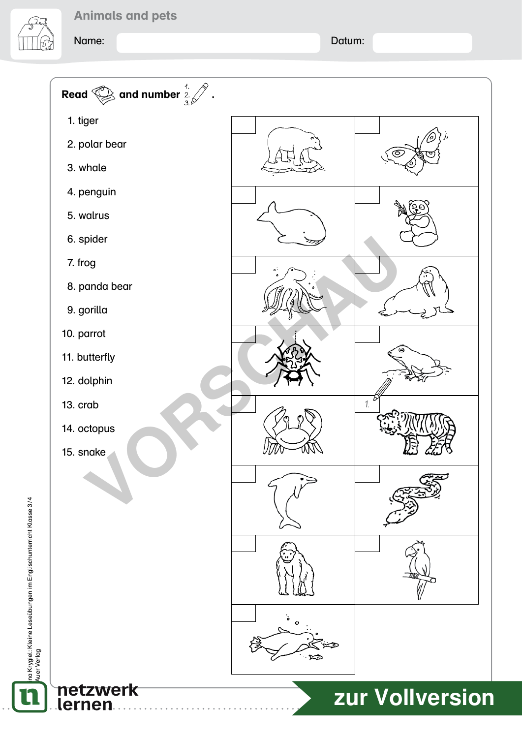# Animals and pets

Name: Datum:

**Read and number.**

1. tiger
2. polar bear
3. whale
4. penguin
5. walrus
6. spider
7. frog
8. panda bear
9. gorilla
10. parrot
11. butterfly
12. dolphin
13. crab
14. octopus
15. snake

1.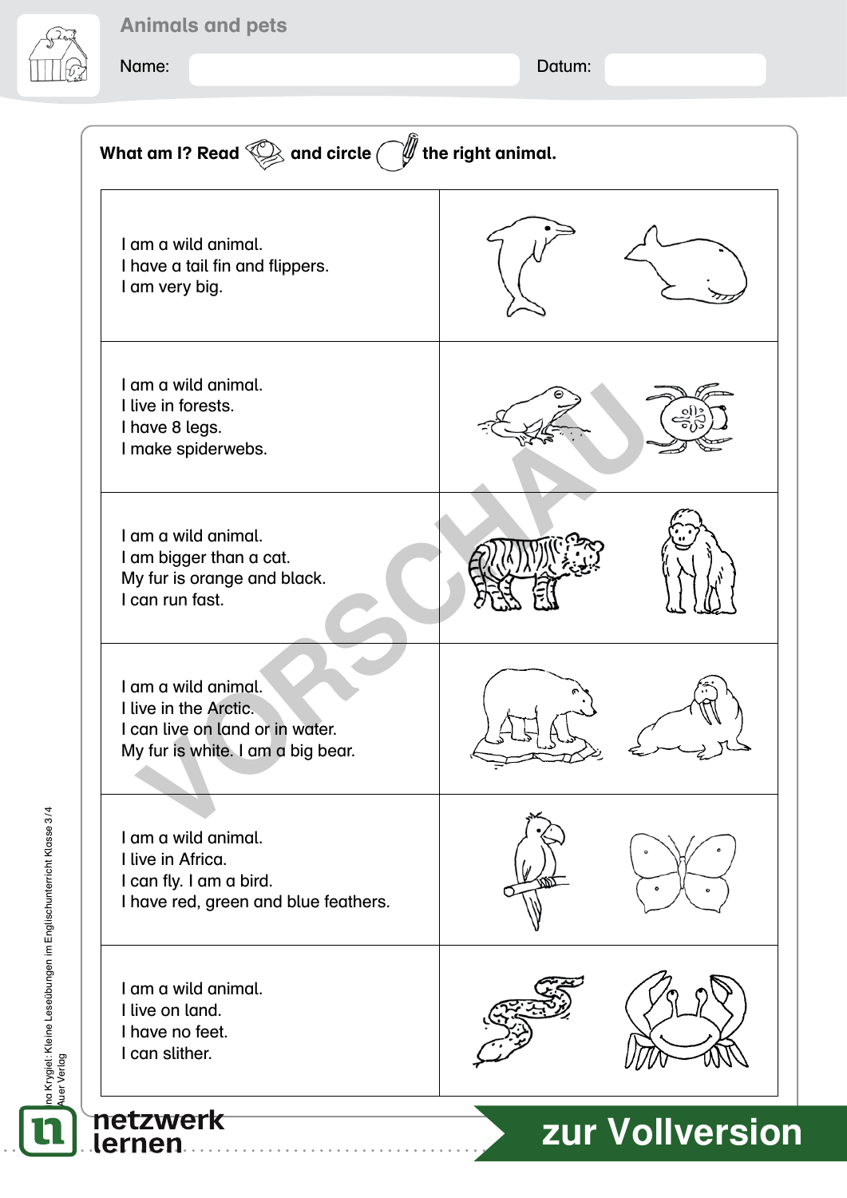# Animals and pets

Name: Datum:

**What am I? Read and circle the right animal.**

| | |
|---|---|
| I am a wild animal.<br>I have a tail fin and flippers.<br>I am very big. | |
| I am a wild animal.<br>I live in forests.<br>I have 8 legs.<br>I make spiderwebs. | |
| I am a wild animal.<br>I am bigger than a cat.<br>My fur is orange and black.<br>I can run fast. | |
| I am a wild animal.<br>I live in the Arctic.<br>I can live on land or in water.<br>My fur is white. I am a big bear. | |
| I am a wild animal.<br>I live in Africa.<br>I can fly. I am a bird.<br>I have red, green and blue feathers. | |
| I am a wild animal.<br>I live on land.<br>I have no feet.<br>I can slither. | |